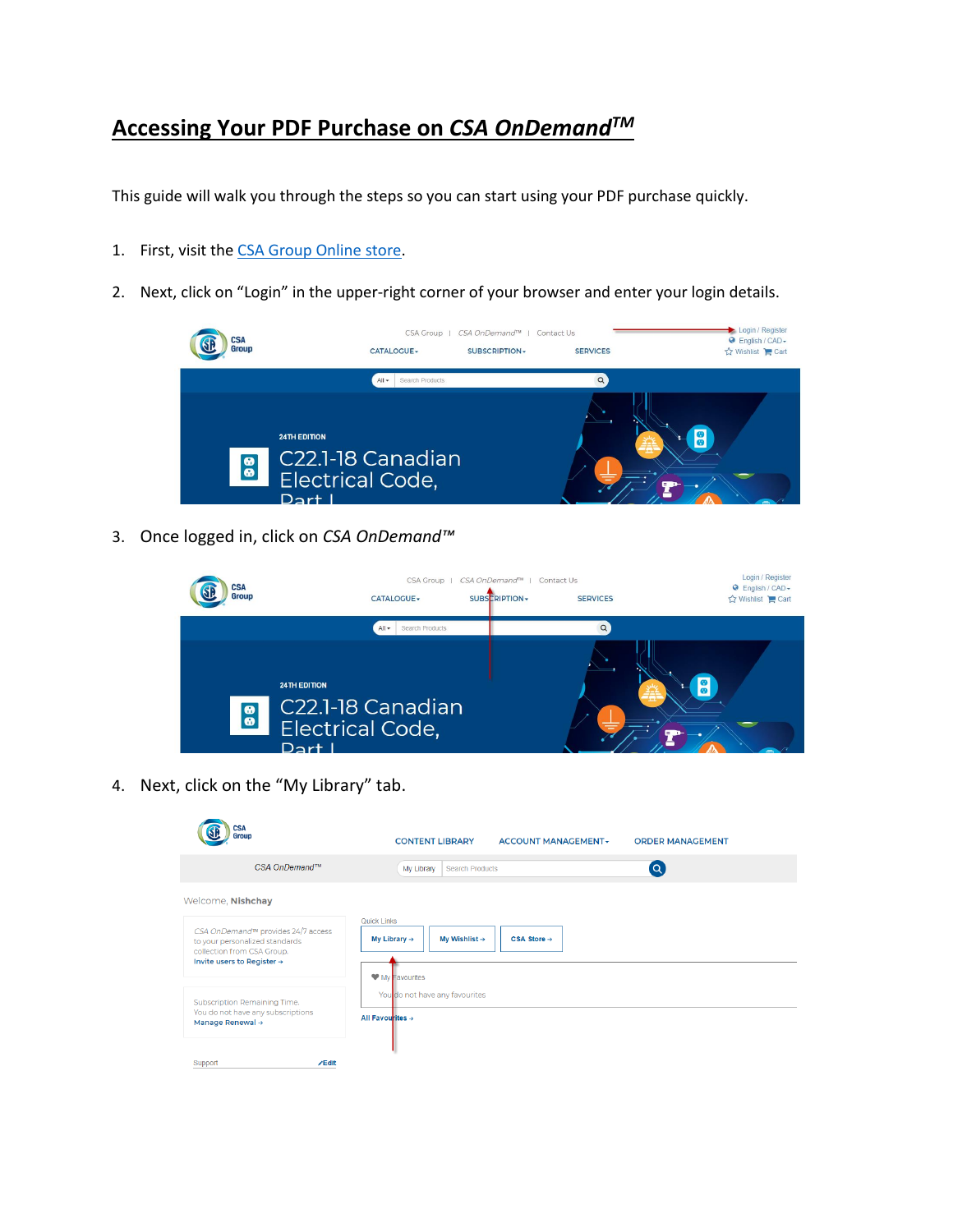# Accessing Your PDF Purchase on *CSA OnDemand*™

This guide will walk you through the steps so you can start using your PDF purchase quickly.

1. First, visit the CSA Group Online store.

2. Next, click on "Login" in the upper-right corner of your browser and enter your login details.

3. Once logged in, click on *CSA OnDemand™*

4. Next, click on the "My Library" tab.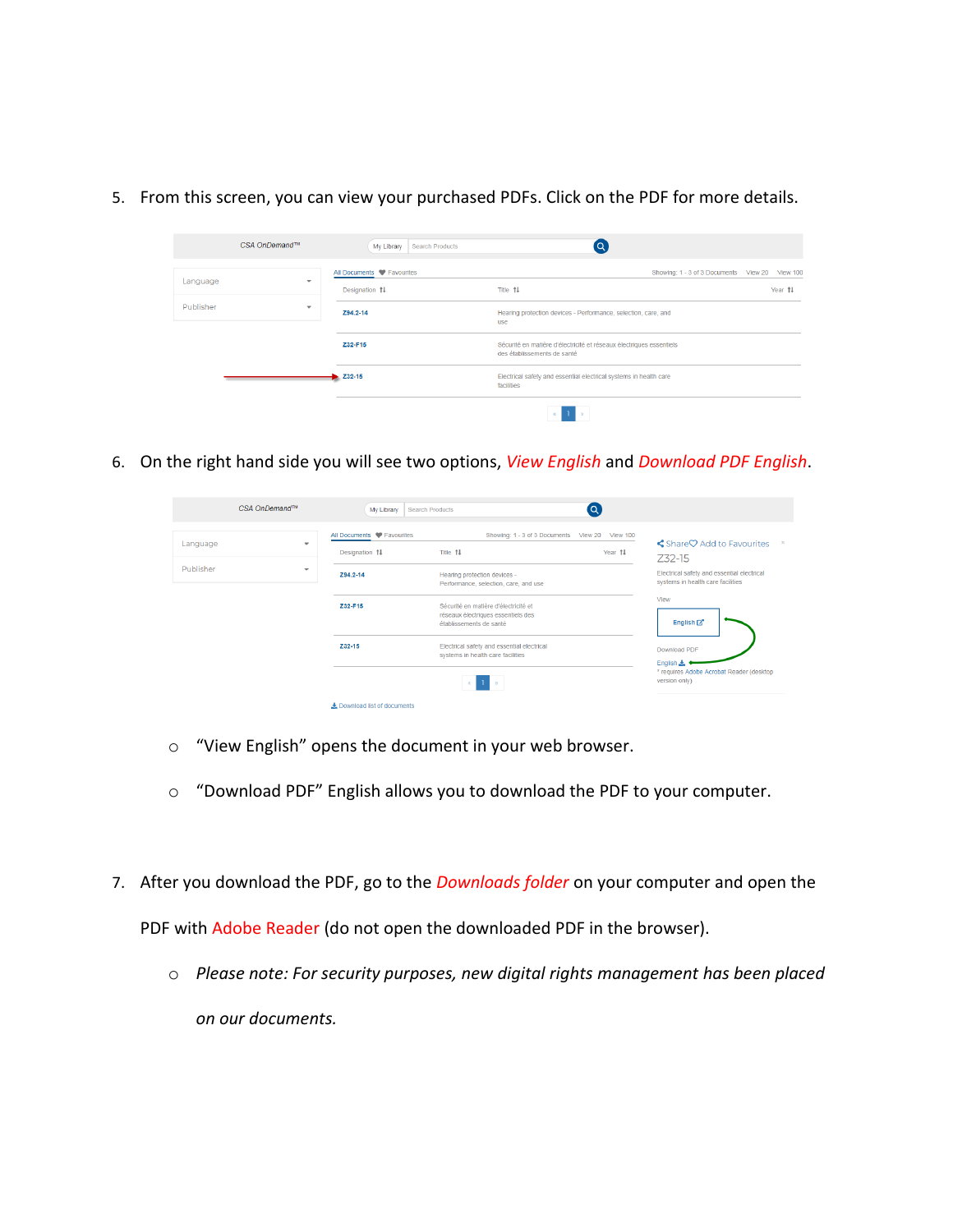5. From this screen, you can view your purchased PDFs. Click on the PDF for more details.

6. On the right hand side you will see two options, *View English* and *Download PDF English*.

   - "View English" opens the document in your web browser.
   - "Download PDF" English allows you to download the PDF to your computer.

7. After you download the PDF, go to the *Downloads folder* on your computer and open the PDF with Adobe Reader (do not open the downloaded PDF in the browser).

   - *Please note: For security purposes, new digital rights management has been placed on our documents.*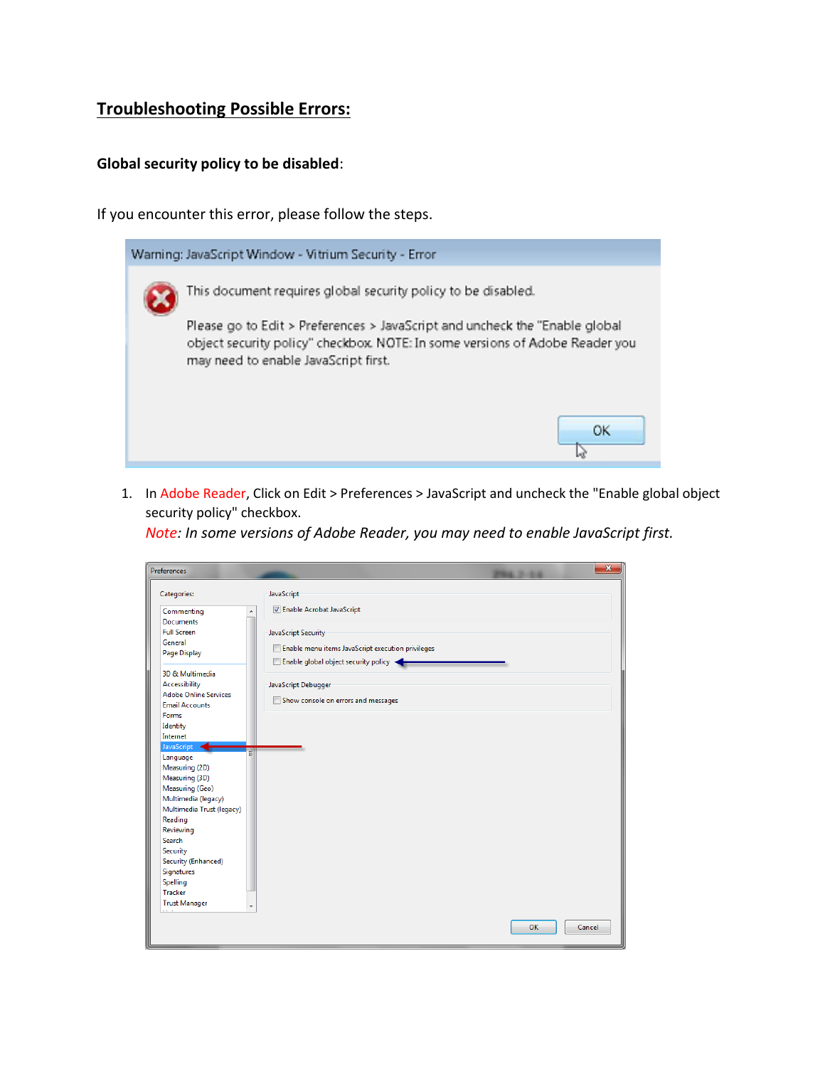## Troubleshooting Possible Errors:

**Global security policy to be disabled**:

If you encounter this error, please follow the steps.

1. In Adobe Reader, Click on Edit > Preferences > JavaScript and uncheck the "Enable global object security policy" checkbox.
   *Note: In some versions of Adobe Reader, you may need to enable JavaScript first.*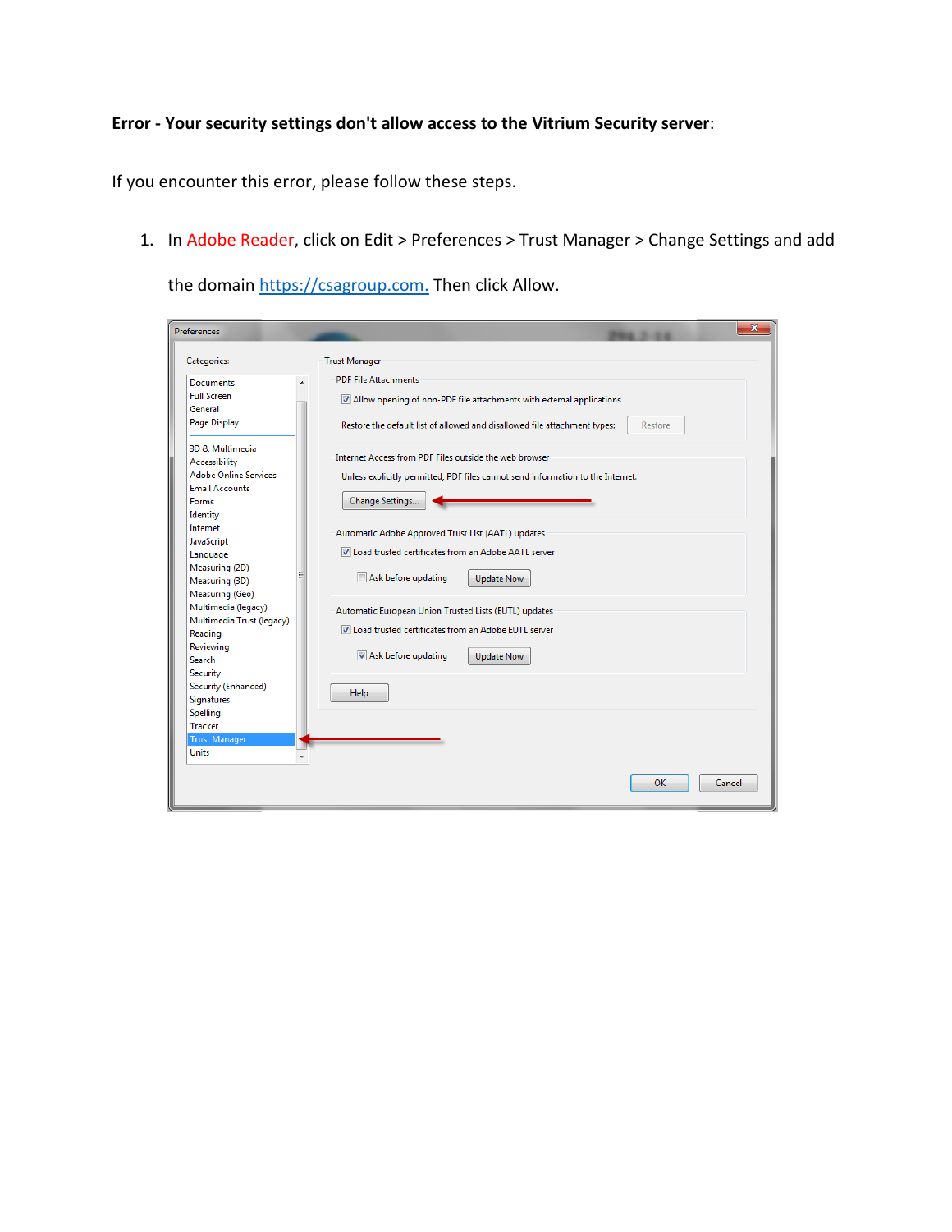**Error - Your security settings don't allow access to the Vitrium Security server**:

If you encounter this error, please follow these steps.

1. In Adobe Reader, click on Edit > Preferences > Trust Manager > Change Settings and add the domain https://csagroup.com. Then click Allow.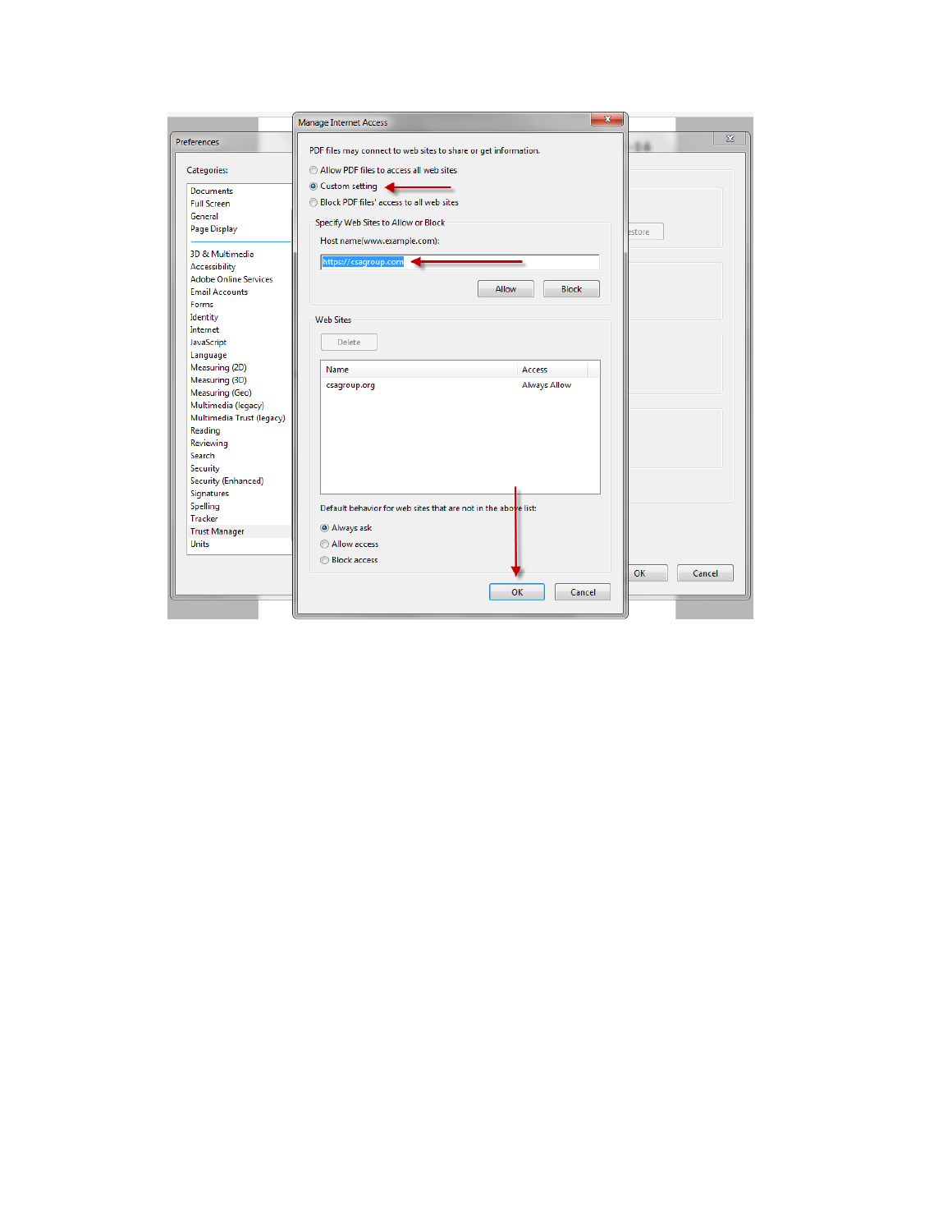Manage Internet Access

PDF files may connect to web sites to share or get information.

- Allow PDF files to access all web sites
- (•) Custom setting
- Block PDF files' access to all web sites

Specify Web Sites to Allow or Block

Host name(www.example.com):

https://csagroup.com

Allow   Block

Web Sites

Delete

| Name | Access |
|---|---|
| csagroup.org | Always Allow |

Default behavior for web sites that are not in the above list:

- (•) Always ask
- Allow access
- Block access

OK   Cancel

Preferences

Categories:

Documents
Full Screen
General
Page Display

3D & Multimedia
Accessibility
Adobe Online Services
Email Accounts
Forms
Identity
Internet
JavaScript
Language
Measuring (2D)
Measuring (3D)
Measuring (Geo)
Multimedia (legacy)
Multimedia Trust (legacy)
Reading
Reviewing
Search
Security
Security (Enhanced)
Signatures
Spelling
Tracker
Trust Manager
Units

OK   Cancel